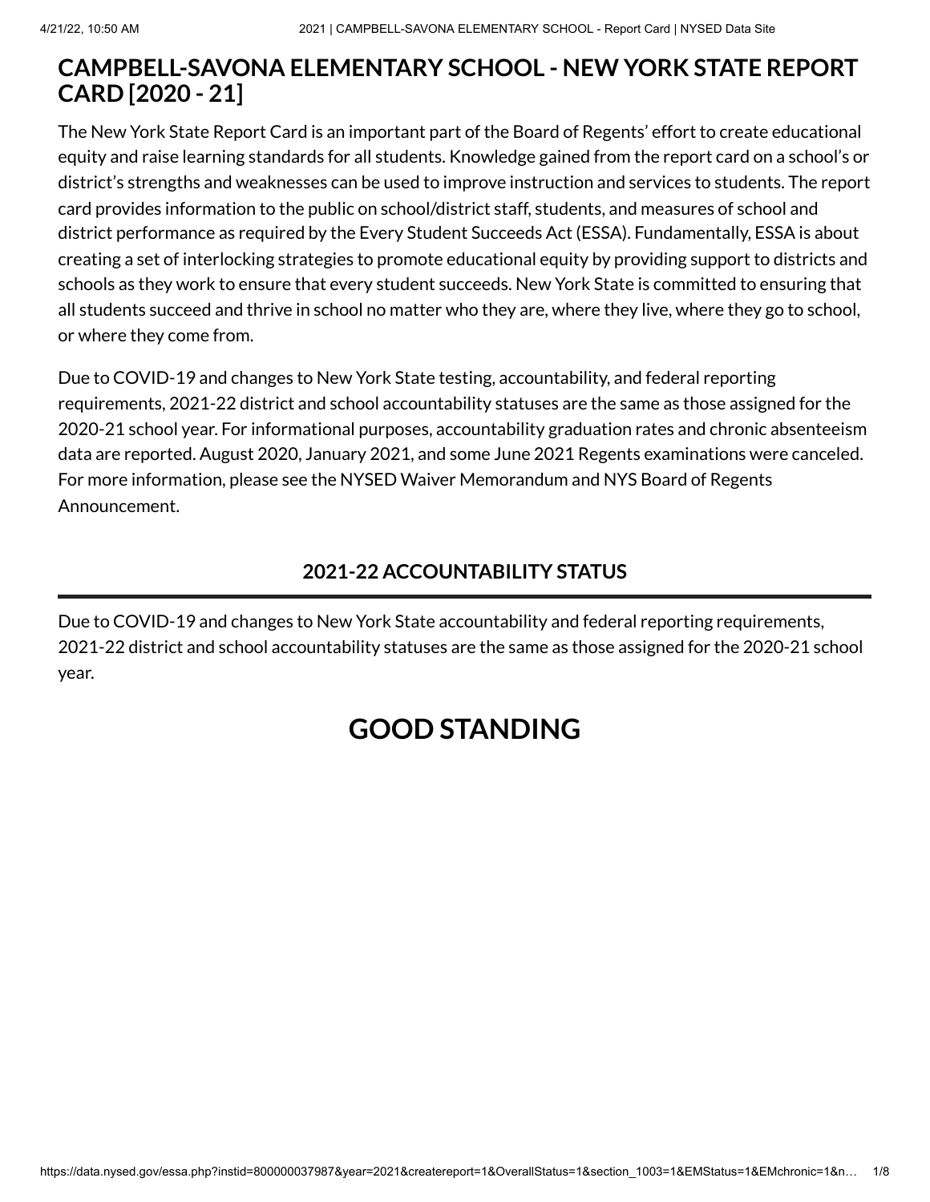# CAMPBELL-SAVONA ELEMENTARY SCHOOL - NEW YORK STATE REPORT CARD [2020 - 21]

The New York State Report Card is an important part of the Board of Regents' effort to create educational equity and raise learning standards for all students. Knowledge gained from the report card on a school's or district's strengths and weaknesses can be used to improve instruction and services to students. The report card provides information to the public on school/district staff, students, and measures of school and district performance as required by the Every Student Succeeds Act (ESSA). Fundamentally, ESSA is about creating a set of interlocking strategies to promote educational equity by providing support to districts and schools as they work to ensure that every student succeeds. New York State is committed to ensuring that all students succeed and thrive in school no matter who they are, where they live, where they go to school, or where they come from.

Due to COVID-19 and changes to New York State testing, accountability, and federal reporting requirements, 2021-22 district and school accountability statuses are the same as those assigned for the 2020-21 school year. For informational purposes, accountability graduation rates and chronic absenteeism data are reported. August 2020, January 2021, and some June 2021 Regents examinations were canceled. For more information, please see the NYSED Waiver Memorandum and NYS Board of Regents Announcement.

## 2021-22 ACCOUNTABILITY STATUS

Due to COVID-19 and changes to New York State accountability and federal reporting requirements, 2021-22 district and school accountability statuses are the same as those assigned for the 2020-21 school year.

# GOOD STANDING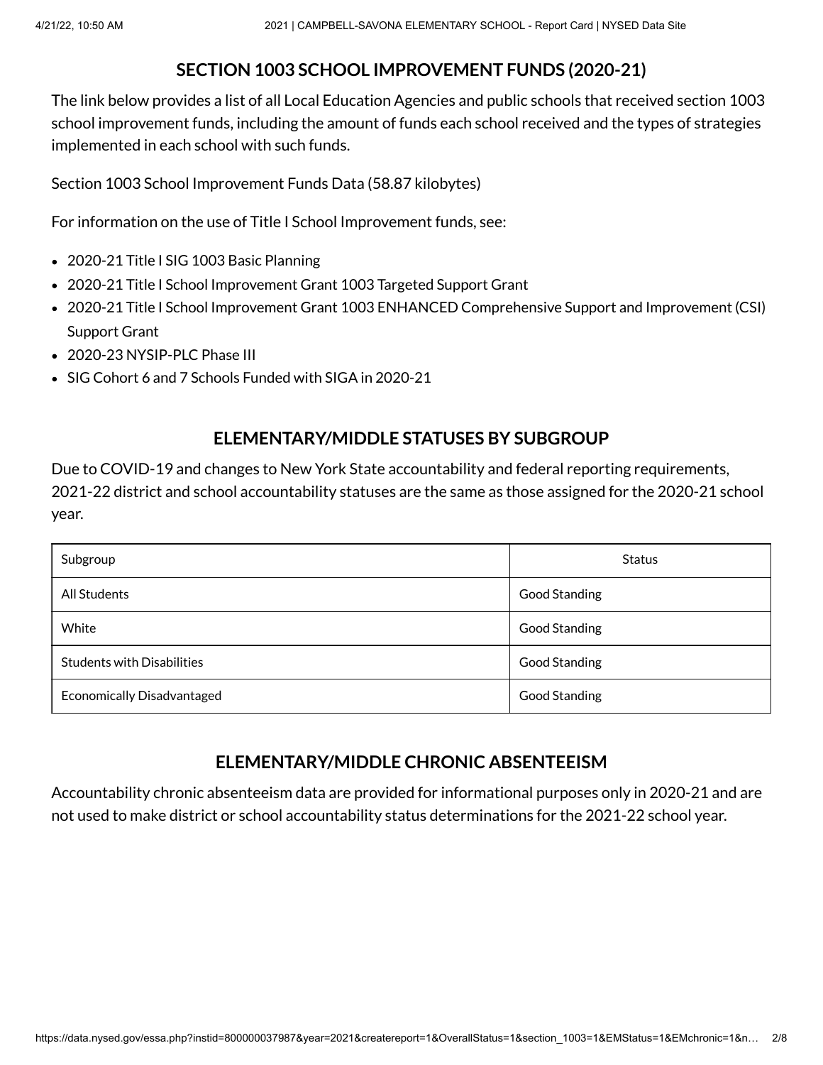## SECTION 1003 SCHOOL IMPROVEMENT FUNDS (2020-21)

The link below provides a list of all Local Education Agencies and public schools that received section 1003 school improvement funds, including the amount of funds each school received and the types of strategies implemented in each school with such funds.

Section 1003 School Improvement Funds Data (58.87 kilobytes)

For information on the use of Title I School Improvement funds, see:

- 2020-21 Title I SIG 1003 Basic Planning
- 2020-21 Title I School Improvement Grant 1003 Targeted Support Grant
- 2020-21 Title I School Improvement Grant 1003 ENHANCED Comprehensive Support and Improvement (CSI) Support Grant
- 2020-23 NYSIP-PLC Phase III
- SIG Cohort 6 and 7 Schools Funded with SIGA in 2020-21

## ELEMENTARY/MIDDLE STATUSES BY SUBGROUP

Due to COVID-19 and changes to New York State accountability and federal reporting requirements, 2021-22 district and school accountability statuses are the same as those assigned for the 2020-21 school year.

| Subgroup | Status |
|---|---|
| All Students | Good Standing |
| White | Good Standing |
| Students with Disabilities | Good Standing |
| Economically Disadvantaged | Good Standing |

## ELEMENTARY/MIDDLE CHRONIC ABSENTEEISM

Accountability chronic absenteeism data are provided for informational purposes only in 2020-21 and are not used to make district or school accountability status determinations for the 2021-22 school year.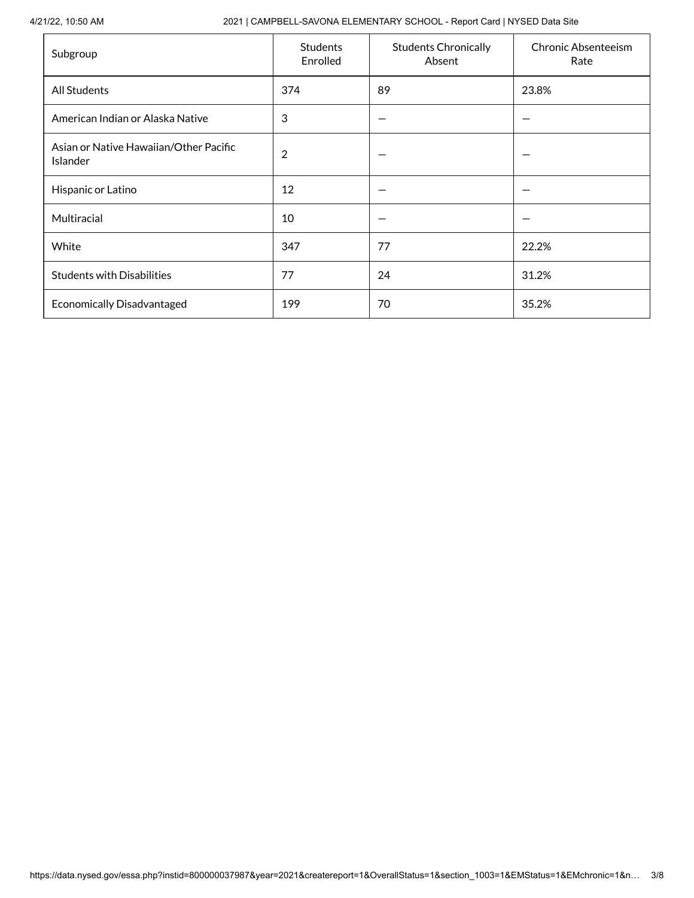| Subgroup | Students Enrolled | Students Chronically Absent | Chronic Absenteeism Rate |
|---|---|---|---|
| All Students | 374 | 89 | 23.8% |
| American Indian or Alaska Native | 3 | — | — |
| Asian or Native Hawaiian/Other Pacific Islander | 2 | — | — |
| Hispanic or Latino | 12 | — | — |
| Multiracial | 10 | — | — |
| White | 347 | 77 | 22.2% |
| Students with Disabilities | 77 | 24 | 31.2% |
| Economically Disadvantaged | 199 | 70 | 35.2% |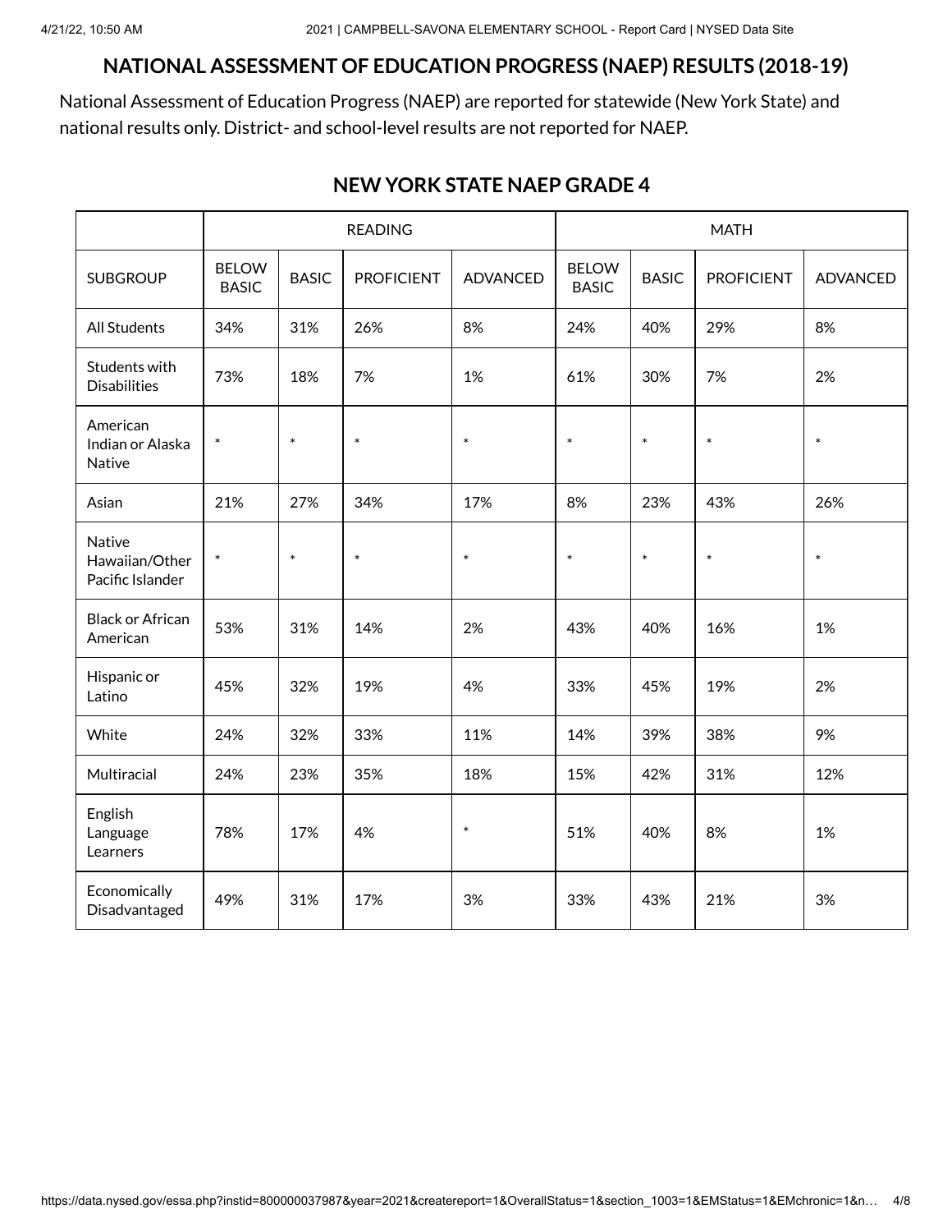## NATIONAL ASSESSMENT OF EDUCATION PROGRESS (NAEP) RESULTS (2018-19)

National Assessment of Education Progress (NAEP) are reported for statewide (New York State) and national results only. District- and school-level results are not reported for NAEP.

### NEW YORK STATE NAEP GRADE 4

| | READING | | | | MATH | | | |
|---|---|---|---|---|---|---|---|---|
| SUBGROUP | BELOW BASIC | BASIC | PROFICIENT | ADVANCED | BELOW BASIC | BASIC | PROFICIENT | ADVANCED |
| All Students | 34% | 31% | 26% | 8% | 24% | 40% | 29% | 8% |
| Students with Disabilities | 73% | 18% | 7% | 1% | 61% | 30% | 7% | 2% |
| American Indian or Alaska Native | * | * | * | * | * | * | * | * |
| Asian | 21% | 27% | 34% | 17% | 8% | 23% | 43% | 26% |
| Native Hawaiian/Other Pacific Islander | * | * | * | * | * | * | * | * |
| Black or African American | 53% | 31% | 14% | 2% | 43% | 40% | 16% | 1% |
| Hispanic or Latino | 45% | 32% | 19% | 4% | 33% | 45% | 19% | 2% |
| White | 24% | 32% | 33% | 11% | 14% | 39% | 38% | 9% |
| Multiracial | 24% | 23% | 35% | 18% | 15% | 42% | 31% | 12% |
| English Language Learners | 78% | 17% | 4% | * | 51% | 40% | 8% | 1% |
| Economically Disadvantaged | 49% | 31% | 17% | 3% | 33% | 43% | 21% | 3% |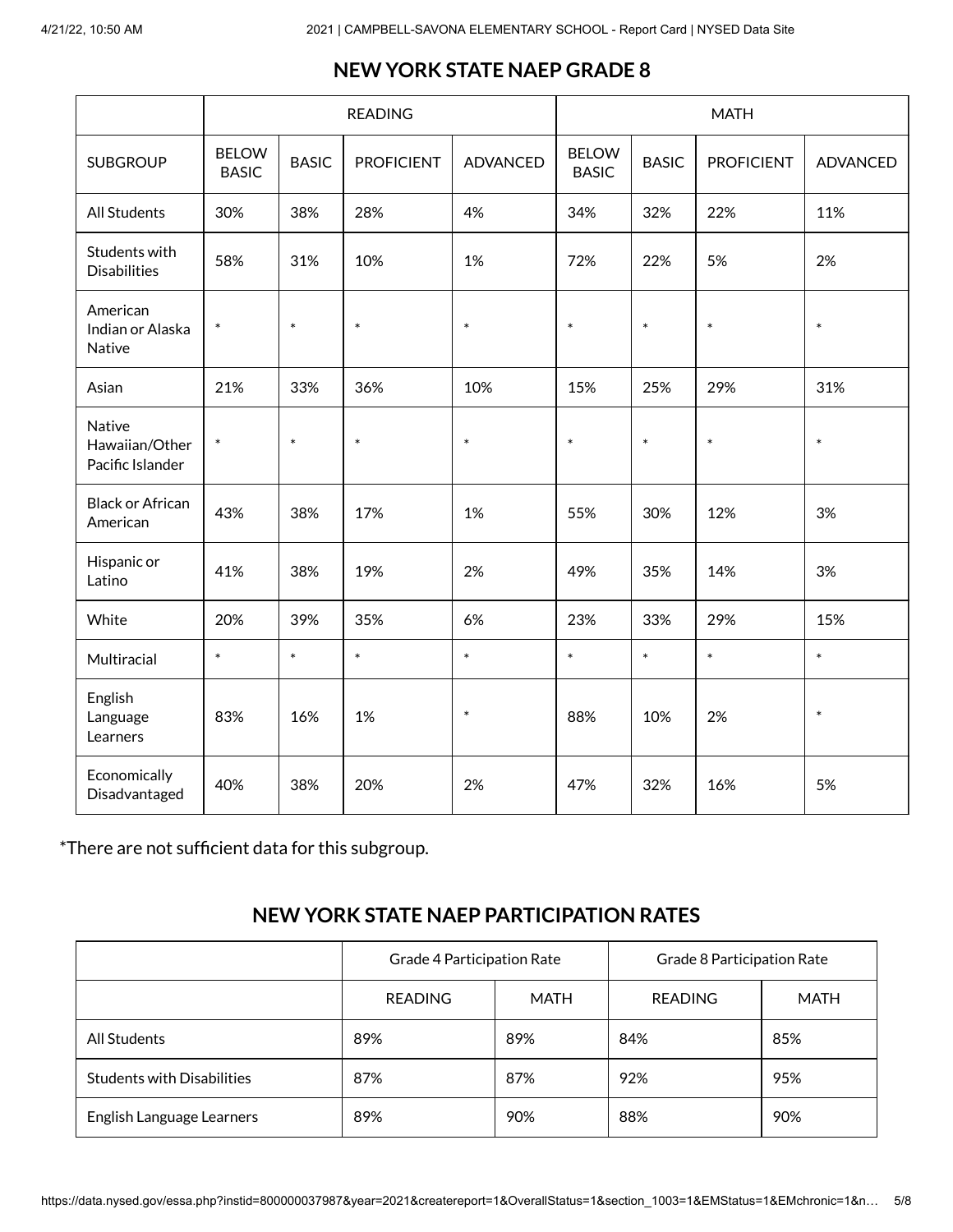## NEW YORK STATE NAEP GRADE 8

| | READING | | | | MATH | | | |
|---|---|---|---|---|---|---|---|---|
| SUBGROUP | BELOW BASIC | BASIC | PROFICIENT | ADVANCED | BELOW BASIC | BASIC | PROFICIENT | ADVANCED |
| All Students | 30% | 38% | 28% | 4% | 34% | 32% | 22% | 11% |
| Students with Disabilities | 58% | 31% | 10% | 1% | 72% | 22% | 5% | 2% |
| American Indian or Alaska Native | * | * | * | * | * | * | * | * |
| Asian | 21% | 33% | 36% | 10% | 15% | 25% | 29% | 31% |
| Native Hawaiian/Other Pacific Islander | * | * | * | * | * | * | * | * |
| Black or African American | 43% | 38% | 17% | 1% | 55% | 30% | 12% | 3% |
| Hispanic or Latino | 41% | 38% | 19% | 2% | 49% | 35% | 14% | 3% |
| White | 20% | 39% | 35% | 6% | 23% | 33% | 29% | 15% |
| Multiracial | * | * | * | * | * | * | * | * |
| English Language Learners | 83% | 16% | 1% | * | 88% | 10% | 2% | * |
| Economically Disadvantaged | 40% | 38% | 20% | 2% | 47% | 32% | 16% | 5% |

*There are not sufficient data for this subgroup.

## NEW YORK STATE NAEP PARTICIPATION RATES

| | Grade 4 Participation Rate | | Grade 8 Participation Rate | |
|---|---|---|---|---|
| | READING | MATH | READING | MATH |
| All Students | 89% | 89% | 84% | 85% |
| Students with Disabilities | 87% | 87% | 92% | 95% |
| English Language Learners | 89% | 90% | 88% | 90% |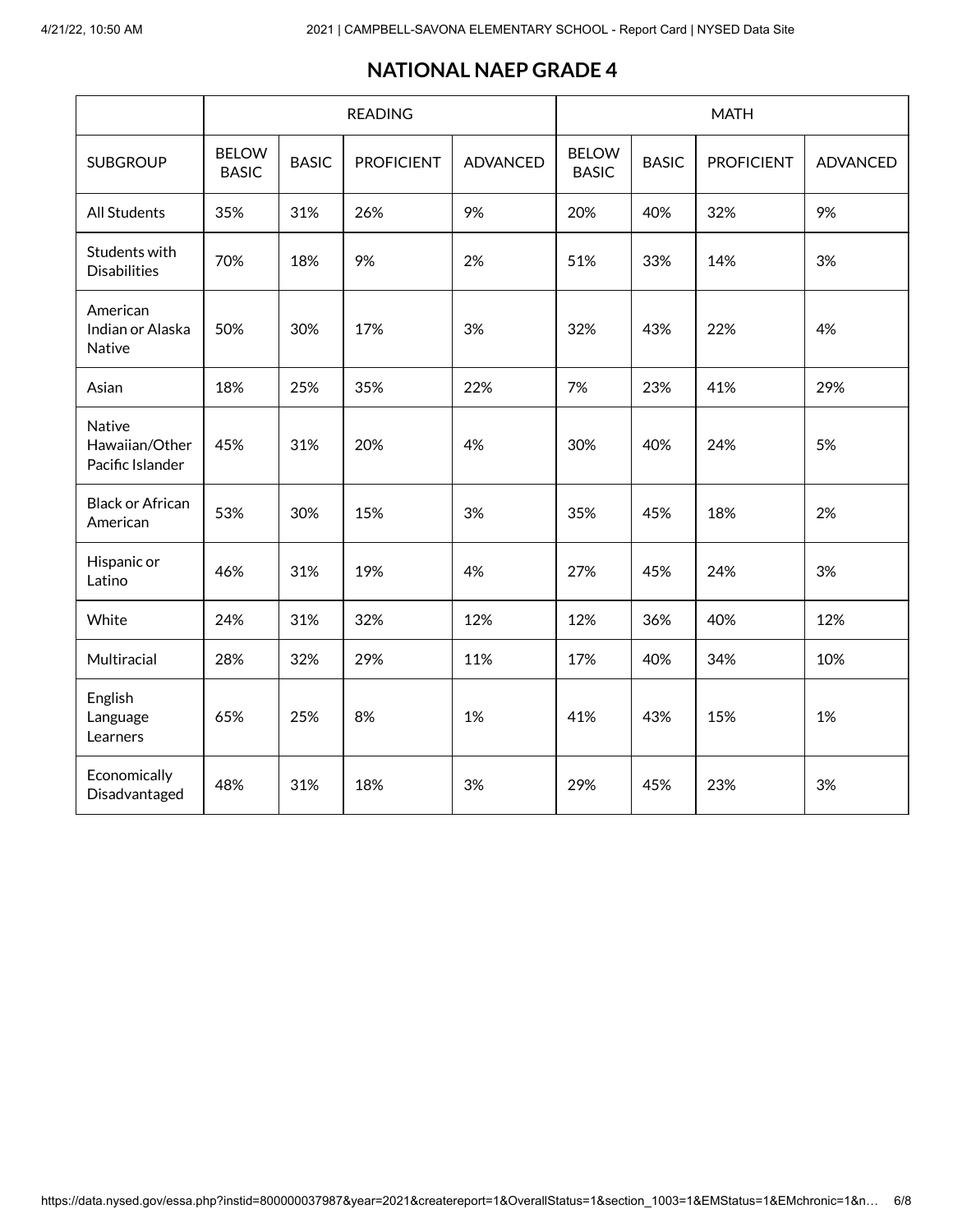## NATIONAL NAEP GRADE 4

| | READING | | | | MATH | | | |
|---|---|---|---|---|---|---|---|---|
| SUBGROUP | BELOW BASIC | BASIC | PROFICIENT | ADVANCED | BELOW BASIC | BASIC | PROFICIENT | ADVANCED |
| All Students | 35% | 31% | 26% | 9% | 20% | 40% | 32% | 9% |
| Students with Disabilities | 70% | 18% | 9% | 2% | 51% | 33% | 14% | 3% |
| American Indian or Alaska Native | 50% | 30% | 17% | 3% | 32% | 43% | 22% | 4% |
| Asian | 18% | 25% | 35% | 22% | 7% | 23% | 41% | 29% |
| Native Hawaiian/Other Pacific Islander | 45% | 31% | 20% | 4% | 30% | 40% | 24% | 5% |
| Black or African American | 53% | 30% | 15% | 3% | 35% | 45% | 18% | 2% |
| Hispanic or Latino | 46% | 31% | 19% | 4% | 27% | 45% | 24% | 3% |
| White | 24% | 31% | 32% | 12% | 12% | 36% | 40% | 12% |
| Multiracial | 28% | 32% | 29% | 11% | 17% | 40% | 34% | 10% |
| English Language Learners | 65% | 25% | 8% | 1% | 41% | 43% | 15% | 1% |
| Economically Disadvantaged | 48% | 31% | 18% | 3% | 29% | 45% | 23% | 3% |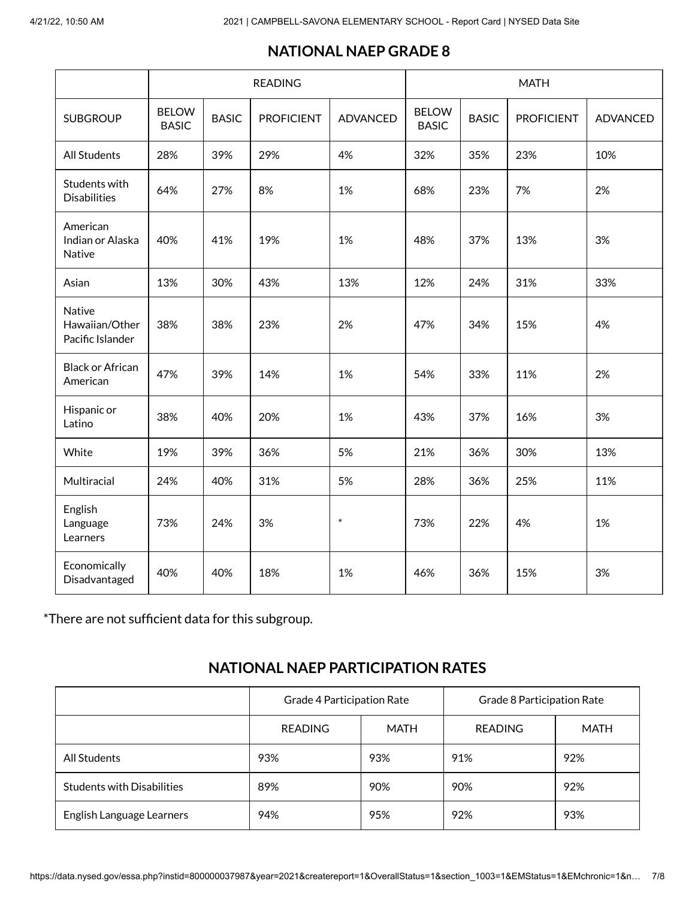## NATIONAL NAEP GRADE 8

| | READING | | | | MATH | | | |
|---|---|---|---|---|---|---|---|---|
| SUBGROUP | BELOW BASIC | BASIC | PROFICIENT | ADVANCED | BELOW BASIC | BASIC | PROFICIENT | ADVANCED |
| All Students | 28% | 39% | 29% | 4% | 32% | 35% | 23% | 10% |
| Students with Disabilities | 64% | 27% | 8% | 1% | 68% | 23% | 7% | 2% |
| American Indian or Alaska Native | 40% | 41% | 19% | 1% | 48% | 37% | 13% | 3% |
| Asian | 13% | 30% | 43% | 13% | 12% | 24% | 31% | 33% |
| Native Hawaiian/Other Pacific Islander | 38% | 38% | 23% | 2% | 47% | 34% | 15% | 4% |
| Black or African American | 47% | 39% | 14% | 1% | 54% | 33% | 11% | 2% |
| Hispanic or Latino | 38% | 40% | 20% | 1% | 43% | 37% | 16% | 3% |
| White | 19% | 39% | 36% | 5% | 21% | 36% | 30% | 13% |
| Multiracial | 24% | 40% | 31% | 5% | 28% | 36% | 25% | 11% |
| English Language Learners | 73% | 24% | 3% | * | 73% | 22% | 4% | 1% |
| Economically Disadvantaged | 40% | 40% | 18% | 1% | 46% | 36% | 15% | 3% |

*There are not sufficient data for this subgroup.

## NATIONAL NAEP PARTICIPATION RATES

| | Grade 4 Participation Rate | | Grade 8 Participation Rate | |
|---|---|---|---|---|
| | READING | MATH | READING | MATH |
| All Students | 93% | 93% | 91% | 92% |
| Students with Disabilities | 89% | 90% | 90% | 92% |
| English Language Learners | 94% | 95% | 92% | 93% |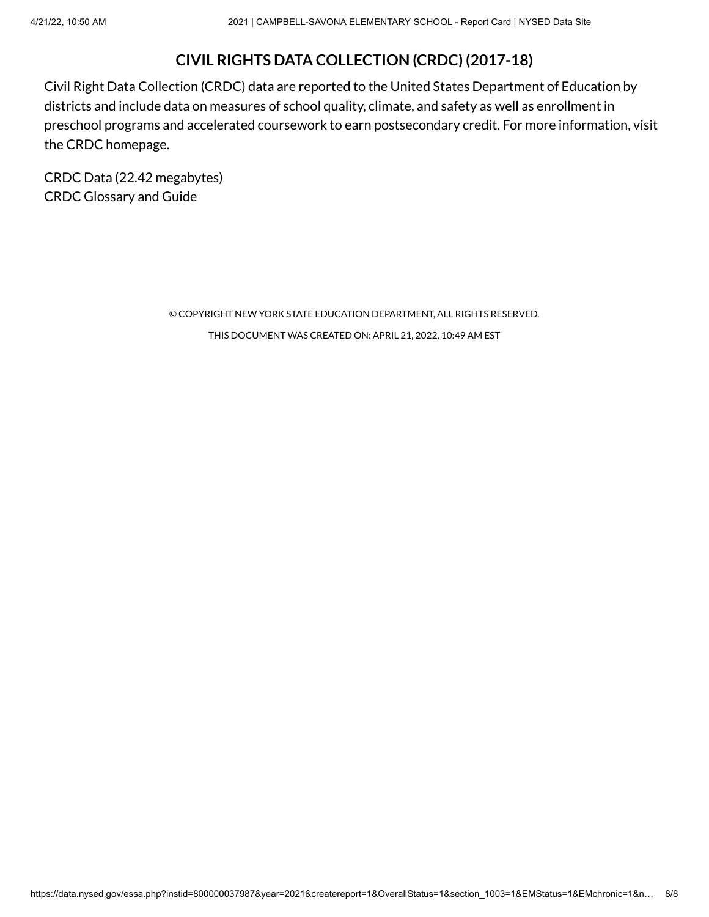## CIVIL RIGHTS DATA COLLECTION (CRDC) (2017-18)

Civil Right Data Collection (CRDC) data are reported to the United States Department of Education by districts and include data on measures of school quality, climate, and safety as well as enrollment in preschool programs and accelerated coursework to earn postsecondary credit. For more information, visit the CRDC homepage.

CRDC Data (22.42 megabytes)
CRDC Glossary and Guide

© COPYRIGHT NEW YORK STATE EDUCATION DEPARTMENT, ALL RIGHTS RESERVED.

THIS DOCUMENT WAS CREATED ON: APRIL 21, 2022, 10:49 AM EST